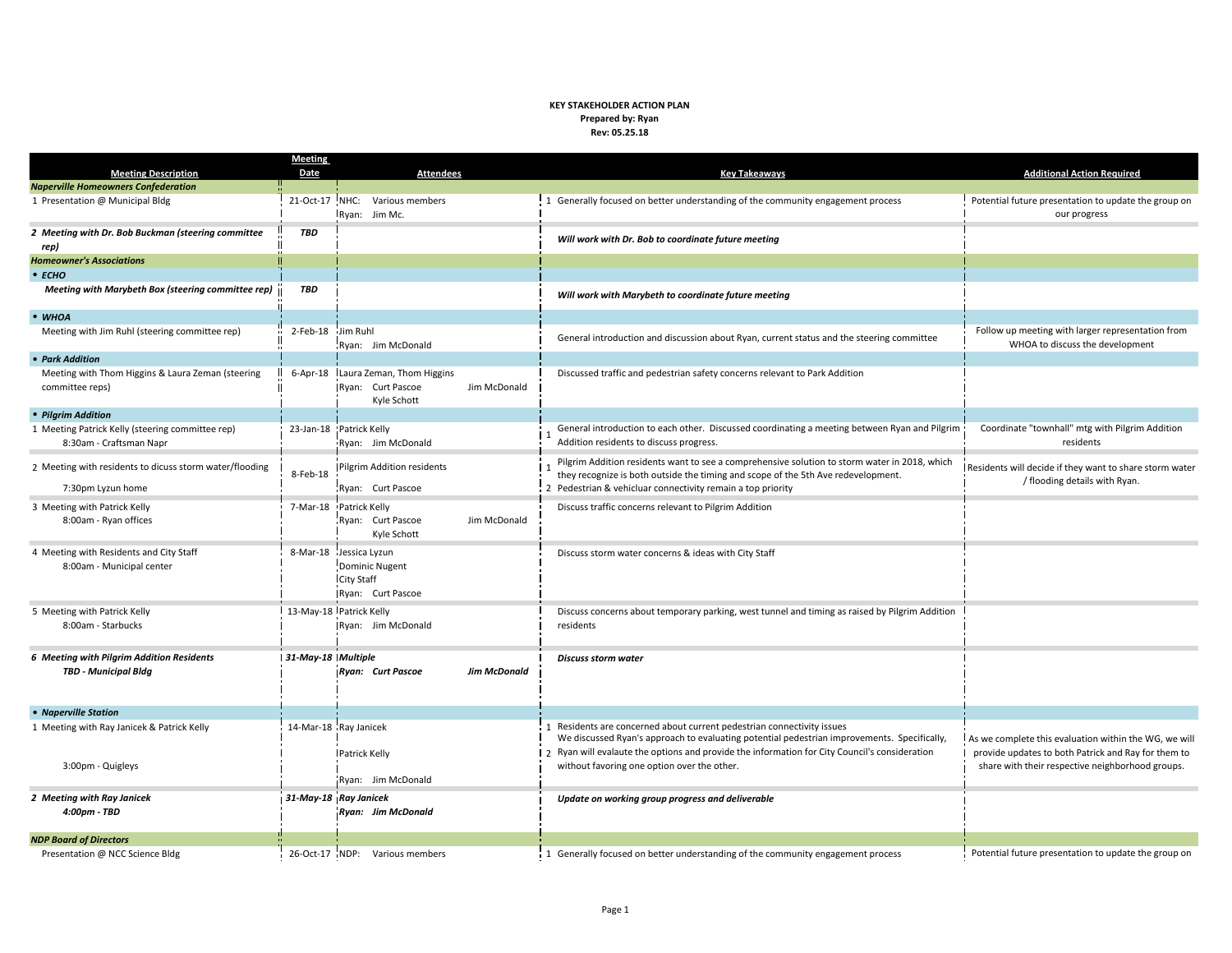**KEY STAKEHOLDER ACTION PLAN**
**Prepared by: Ryan**
**Rev: 05.25.18**

| Meeting Description | Meeting Date | Attendees | Key Takeaways | Additional Action Required |
|---|---|---|---|---|
| ***Naperville Homeowners Confederation*** | | | | |
| 1 Presentation @ Municipal Bldg | 21-Oct-17 | NHC: Various members<br>Ryan: Jim Mc. | 1 Generally focused on better understanding of the community engagement process | Potential future presentation to update the group on our progress |
| ***2 Meeting with Dr. Bob Buckman (steering committee rep)*** | ***TBD*** | | ***Will work with Dr. Bob to coordinate future meeting*** | |
| ***Homeowner's Associations*** | | | | |
| ***• ECHO*** | | | | |
| ***Meeting with Marybeth Box (steering committee rep)*** | ***TBD*** | | ***Will work with Marybeth to coordinate future meeting*** | |
| ***• WHOA*** | | | | |
| Meeting with Jim Ruhl (steering committee rep) | 2-Feb-18 | Jim Ruhl<br>Ryan: Jim McDonald | General introduction and discussion about Ryan, current status and the steering committee | Follow up meeting with larger representation from WHOA to discuss the development |
| ***• Park Addition*** | | | | |
| Meeting with Thom Higgins & Laura Zeman (steering committee reps) | 6-Apr-18 | Laura Zeman, Thom Higgins<br>Ryan: Curt Pascoe, Jim McDonald, Kyle Schott | Discussed traffic and pedestrian safety concerns relevant to Park Addition | |
| ***• Pilgrim Addition*** | | | | |
| 1 Meeting Patrick Kelly (steering committee rep)<br>8:30am - Craftsman Napr | 23-Jan-18 | Patrick Kelly<br>Ryan: Jim McDonald | 1 General introduction to each other. Discussed coordinating a meeting between Ryan and Pilgrim Addition residents to discuss progress. | Coordinate "townhall" mtg with Pilgrim Addition residents |
| 2 Meeting with residents to dicuss storm water/flooding<br>7:30pm Lyzun home | 8-Feb-18 | Pilgrim Addition residents<br>Ryan: Curt Pascoe | 1 Pilgrim Addition residents want to see a comprehensive solution to storm water in 2018, which they recognize is both outside the timing and scope of the 5th Ave redevelopment.<br>2 Pedestrian & vehicluar connectivity remain a top priority | Residents will decide if they want to share storm water / flooding details with Ryan. |
| 3 Meeting with Patrick Kelly<br>8:00am - Ryan offices | 7-Mar-18 | Patrick Kelly<br>Ryan: Curt Pascoe, Jim McDonald, Kyle Schott | Discuss traffic concerns relevant to Pilgrim Addition | |
| 4 Meeting with Residents and City Staff<br>8:00am - Municipal center | 8-Mar-18 | Jessica Lyzun<br>Dominic Nugent<br>City Staff<br>Ryan: Curt Pascoe | Discuss storm water concerns & ideas with City Staff | |
| 5 Meeting with Patrick Kelly<br>8:00am - Starbucks | 13-May-18 | Patrick Kelly<br>Ryan: Jim McDonald | Discuss concerns about temporary parking, west tunnel and timing as raised by Pilgrim Addition residents | |
| ***6 Meeting with Pilgrim Addition Residents***<br>***TBD - Municipal Bldg*** | ***31-May-18*** | ***Multiple***<br>***Ryan: Curt Pascoe, Jim McDonald*** | ***Discuss storm water*** | |
| ***• Naperville Station*** | | | | |
| 1 Meeting with Ray Janicek & Patrick Kelly<br>3:00pm - Quigleys | 14-Mar-18 | Ray Janicek<br>Patrick Kelly<br>Ryan: Jim McDonald | 1 Residents are concerned about current pedestrian connectivity issues<br>We discussed Ryan's approach to evaluating potential pedestrian improvements. Specifically,<br>2 Ryan will evalaute the options and provide the information for City Council's consideration without favoring one option over the other. | As we complete this evaluation within the WG, we will provide updates to both Patrick and Ray for them to share with their respective neighborhood groups. |
| ***2 Meeting with Ray Janicek***<br>***4:00pm - TBD*** | ***31-May-18*** | ***Ray Janicek***<br>***Ryan: Jim McDonald*** | ***Update on working group progress and deliverable*** | |
| ***NDP Board of Directors*** | | | | |
| Presentation @ NCC Science Bldg | 26-Oct-17 | NDP: Various members | 1 Generally focused on better understanding of the community engagement process | Potential future presentation to update the group on |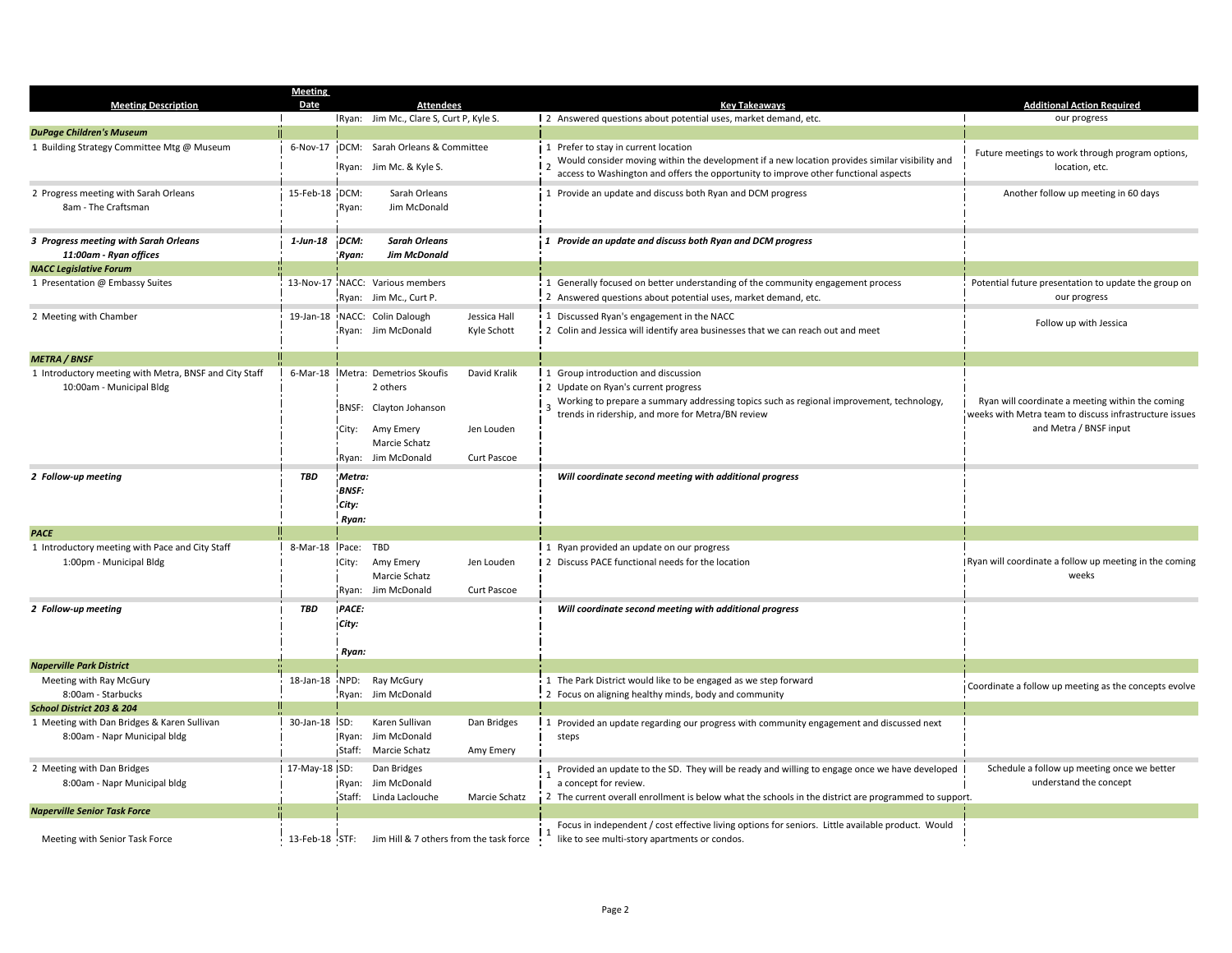| Meeting Description | Meeting Date | Attendees | Key Takeaways | Additional Action Required |
|---|---|---|---|---|
| | | Ryan: Jim Mc., Clare S, Curt P, Kyle S. | 2 Answered questions about potential uses, market demand, etc. | our progress |
| ***DuPage Children's Museum*** | | | | |
| 1 Building Strategy Committee Mtg @ Museum | 6-Nov-17 | DCM: Sarah Orleans & Committee<br>Ryan: Jim Mc. & Kyle S. | 1 Prefer to stay in current location<br>2 Would consider moving within the development if a new location provides similar visibility and access to Washington and offers the opportunity to improve other functional aspects | Future meetings to work through program options, location, etc. |
| 2 Progress meeting with Sarah Orleans<br>8am - The Craftsman | 15-Feb-18 | DCM: Sarah Orleans<br>Ryan: Jim McDonald | 1 Provide an update and discuss both Ryan and DCM progress | Another follow up meeting in 60 days |
| ***3 Progress meeting with Sarah Orleans<br>11:00am - Ryan offices*** | ***1-Jun-18*** | ***DCM: Sarah Orleans<br>Ryan: Jim McDonald*** | ***1 Provide an update and discuss both Ryan and DCM progress*** | |
| ***NACC Legislative Forum*** | | | | |
| 1 Presentation @ Embassy Suites | 13-Nov-17 | NACC: Various members<br>Ryan: Jim Mc., Curt P. | 1 Generally focused on better understanding of the community engagement process<br>2 Answered questions about potential uses, market demand, etc. | Potential future presentation to update the group on our progress |
| 2 Meeting with Chamber | 19-Jan-18 | NACC: Colin Dalough, Jessica Hall<br>Ryan: Jim McDonald, Kyle Schott | 1 Discussed Ryan's engagement in the NACC<br>2 Colin and Jessica will identify area businesses that we can reach out and meet | Follow up with Jessica |
| ***METRA / BNSF*** | | | | |
| 1 Introductory meeting with Metra, BNSF and City Staff<br>10:00am - Municipal Bldg | 6-Mar-18 | Metra: Demetrios Skoufis, David Kralik, 2 others<br>BNSF: Clayton Johanson<br>City: Amy Emery, Jen Louden, Marcie Schatz<br>Ryan: Jim McDonald, Curt Pascoe | 1 Group introduction and discussion<br>2 Update on Ryan's current progress<br>3 Working to prepare a summary addressing topics such as regional improvement, technology, trends in ridership, and more for Metra/BN review | Ryan will coordinate a meeting within the coming weeks with Metra team to discuss infrastructure issues and Metra / BNSF input |
| ***2 Follow-up meeting*** | ***TBD*** | ***Metra:<br>BNSF:<br>City:<br>Ryan:*** | ***Will coordinate second meeting with additional progress*** | |
| ***PACE*** | | | | |
| 1 Introductory meeting with Pace and City Staff<br>1:00pm - Municipal Bldg | 8-Mar-18 | Pace: TBD<br>City: Amy Emery, Jen Louden, Marcie Schatz<br>Ryan: Jim McDonald, Curt Pascoe | 1 Ryan provided an update on our progress<br>2 Discuss PACE functional needs for the location | Ryan will coordinate a follow up meeting in the coming weeks |
| ***2 Follow-up meeting*** | ***TBD*** | ***PACE:<br>City:<br>Ryan:*** | ***Will coordinate second meeting with additional progress*** | |
| ***Naperville Park District*** | | | | |
| Meeting with Ray McGury<br>8:00am - Starbucks | 18-Jan-18 | NPD: Ray McGury<br>Ryan: Jim McDonald | 1 The Park District would like to be engaged as we step forward<br>2 Focus on aligning healthy minds, body and community | Coordinate a follow up meeting as the concepts evolve |
| ***School District 203 & 204*** | | | | |
| 1 Meeting with Dan Bridges & Karen Sullivan<br>8:00am - Napr Municipal bldg | 30-Jan-18 | SD: Karen Sullivan, Dan Bridges<br>Ryan: Jim McDonald<br>Staff: Marcie Schatz, Amy Emery | 1 Provided an update regarding our progress with community engagement and discussed next steps | |
| 2 Meeting with Dan Bridges<br>8:00am - Napr Municipal bldg | 17-May-18 | SD: Dan Bridges<br>Ryan: Jim McDonald<br>Staff: Linda Laclouche, Marcie Schatz | 1 Provided an update to the SD. They will be ready and willing to engage once we have developed a concept for review.<br>2 The current overall enrollment is below what the schools in the district are programmed to support. | Schedule a follow up meeting once we better understand the concept |
| ***Naperville Senior Task Force*** | | | | |
| Meeting with Senior Task Force | 13-Feb-18 | STF: Jim Hill & 7 others from the task force | 1 Focus in independent / cost effective living options for seniors. Little available product. Would like to see multi-story apartments or condos. | |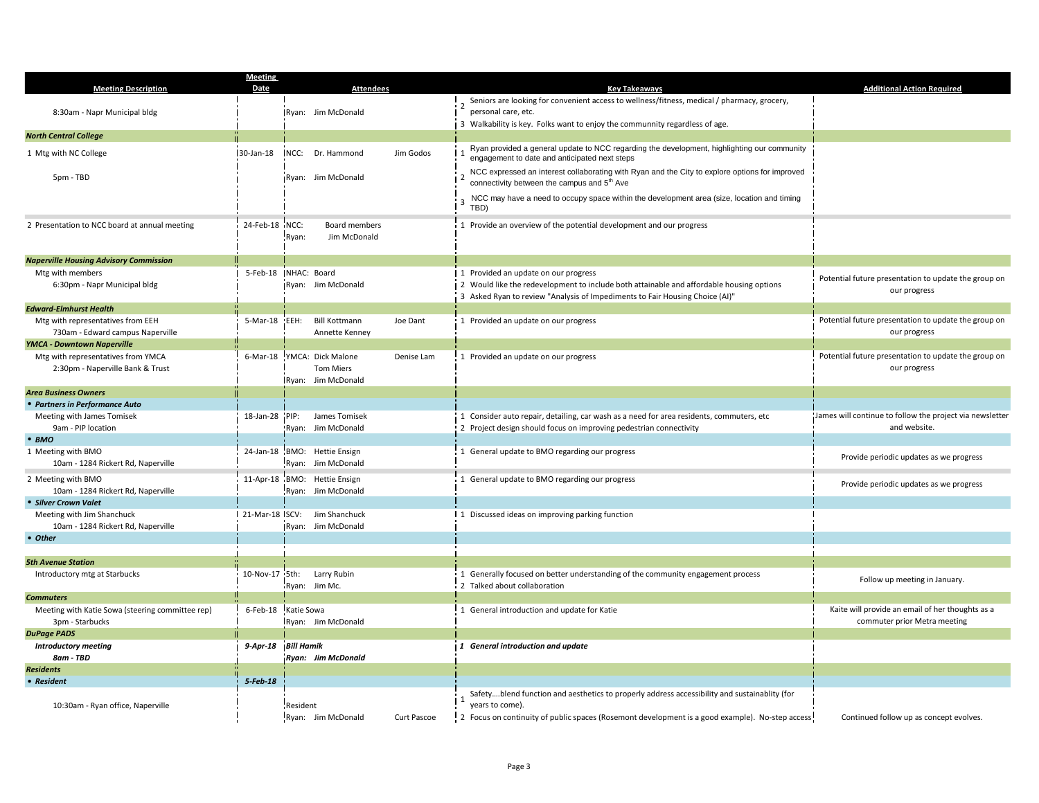| Meeting Description | Meeting Date | Attendees | | Key Takeaways | Additional Action Required |
|---|---|---|---|---|---|
| 8:30am - Napr Municipal bldg | | Ryan: Jim McDonald | | 2 Seniors are looking for convenient access to wellness/fitness, medical / pharmacy, grocery, personal care, etc.<br>3 Walkability is key. Folks want to enjoy the communnity regardless of age. | |
| ***North Central College*** | | | | | |
| 1 Mtg with NC College | 30-Jan-18 | NCC: Dr. Hammond | Jim Godos | 1 Ryan provided a general update to NCC regarding the development, highlighting our community engagement to date and anticipated next steps | |
| 5pm - TBD | | Ryan: Jim McDonald | | 2 NCC expressed an interest collaborating with Ryan and the City to explore options for improved connectivity between the campus and 5th Ave | |
| | | | | 3 NCC may have a need to occupy space within the development area (size, location and timing TBD) | |
| 2 Presentation to NCC board at annual meeting | 24-Feb-18 | NCC: Board members<br>Ryan: Jim McDonald | | 1 Provide an overview of the potential development and our progress | |
| ***Naperville Housing Advisory Commission*** | | | | | |
| Mtg with members<br>6:30pm - Napr Municipal bldg | 5-Feb-18 | NHAC: Board<br>Ryan: Jim McDonald | | 1 Provided an update on our progress<br>2 Would like the redevelopment to include both attainable and affordable housing options<br>3 Asked Ryan to review "Analysis of Impediments to Fair Housing Choice (AI)" | Potential future presentation to update the group on our progress |
| ***Edward-Elmhurst Health*** | | | | | |
| Mtg with representatives from EEH<br>730am - Edward campus Naperville | 5-Mar-18 | EEH: Bill Kottmann<br>Annette Kenney | Joe Dant | 1 Provided an update on our progress | Potential future presentation to update the group on our progress |
| ***YMCA - Downtown Naperville*** | | | | | |
| Mtg with representatives from YMCA<br>2:30pm - Naperville Bank & Trust | 6-Mar-18 | YMCA: Dick Malone<br>Tom Miers<br>Ryan: Jim McDonald | Denise Lam | 1 Provided an update on our progress | Potential future presentation to update the group on our progress |
| ***Area Business Owners*** | | | | | |
| ***• Partners in Performance Auto*** | | | | | |
| Meeting with James Tomisek<br>9am - PIP location | 18-Jan-28 | PIP: James Tomisek<br>Ryan: Jim McDonald | | 1 Consider auto repair, detailing, car wash as a need for area residents, commuters, etc<br>2 Project design should focus on improving pedestrian connectivity | James will continue to follow the project via newsletter and website. |
| ***• BMO*** | | | | | |
| 1 Meeting with BMO<br>10am - 1284 Rickert Rd, Naperville | 24-Jan-18 | BMO: Hettie Ensign<br>Ryan: Jim McDonald | | 1 General update to BMO regarding our progress | Provide periodic updates as we progress |
| 2 Meeting with BMO<br>10am - 1284 Rickert Rd, Naperville | 11-Apr-18 | BMO: Hettie Ensign<br>Ryan: Jim McDonald | | 1 General update to BMO regarding our progress | Provide periodic updates as we progress |
| ***• Silver Crown Valet*** | | | | | |
| Meeting with Jim Shanchuck<br>10am - 1284 Rickert Rd, Naperville | 21-Mar-18 | SCV: Jim Shanchuck<br>Ryan: Jim McDonald | | 1 Discussed ideas on improving parking function | |
| ***• Other*** | | | | | |
| ***5th Avenue Station*** | | | | | |
| Introductory mtg at Starbucks | 10-Nov-17 | 5th: Larry Rubin<br>Ryan: Jim Mc. | | 1 Generally focused on better understanding of the community engagement process<br>2 Talked about collaboration | Follow up meeting in January. |
| ***Commuters*** | | | | | |
| Meeting with Katie Sowa (steering committee rep)<br>3pm - Starbucks | 6-Feb-18 | Katie Sowa<br>Ryan: Jim McDonald | | 1 General introduction and update for Katie | Kaite will provide an email of her thoughts as a commuter prior Metra meeting |
| ***DuPage PADS*** | | | | | |
| ***Introductory meeting***<br>***8am - TBD*** | ***9-Apr-18*** | ***Bill Hamik***<br>***Ryan: Jim McDonald*** | | ***1 General introduction and update*** | |
| ***Residents*** | | | | | |
| ***• Resident*** | ***5-Feb-18*** | | | | |
| 10:30am - Ryan office, Naperville | | Resident<br>Ryan: Jim McDonald | Curt Pascoe | 1 Safety....blend function and aesthetics to properly address accessibility and sustainablity (for years to come).<br>2 Focus on continuity of public spaces (Rosemont development is a good example). No-step access | Continued follow up as concept evolves. |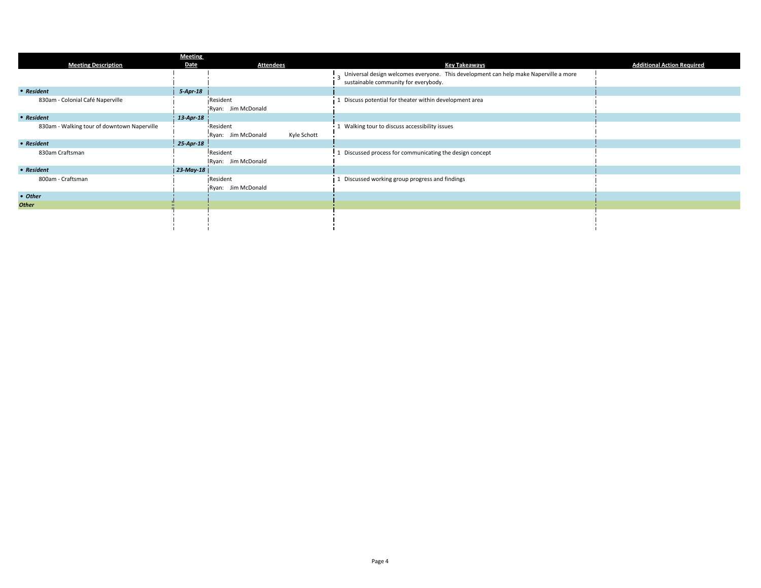| Meeting Description | Meeting Date | Attendees | Key Takeaways | Additional Action Required |
|---|---|---|---|---|
| | | | 3 Universal design welcomes everyone. This development can help make Naperville a more sustainable community for everybody. | |
| ***• Resident*** | ***5-Apr-18*** | | | |
| 830am - Colonial Café Naperville | | Resident<br>Ryan: Jim McDonald | 1 Discuss potential for theater within development area | |
| ***• Resident*** | ***13-Apr-18*** | | | |
| 830am - Walking tour of downtown Naperville | | Resident<br>Ryan: Jim McDonald Kyle Schott | 1 Walking tour to discuss accessibility issues | |
| ***• Resident*** | ***25-Apr-18*** | | | |
| 830am Craftsman | | Resident<br>Ryan: Jim McDonald | 1 Discussed process for communicating the design concept | |
| ***• Resident*** | ***23-May-18*** | | | |
| 800am - Craftsman | | Resident<br>Ryan: Jim McDonald | 1 Discussed working group progress and findings | |
| ***• Other*** | | | | |
| ***Other*** | | | | |